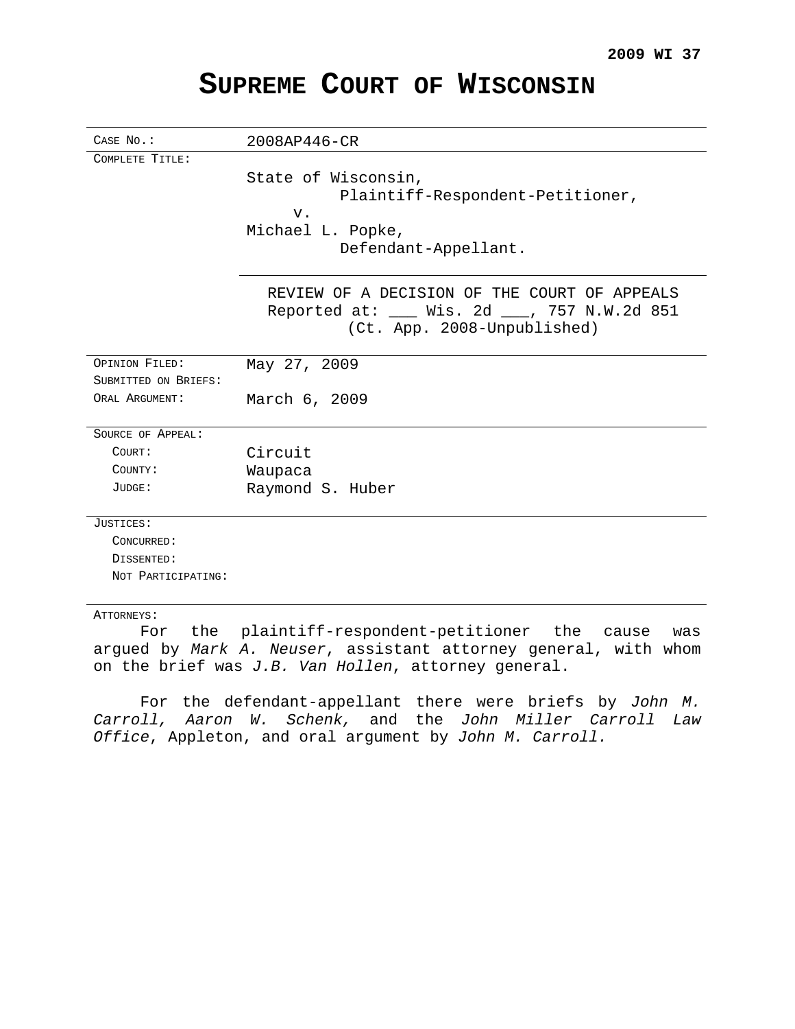**2009 WI 37**

# SUPREME COURT OF WISCONSIN

| | |
|---|---|
| CASE NO.: | 2008AP446-CR |
| COMPLETE TITLE: | State of Wisconsin,<br>Plaintiff-Respondent-Petitioner,<br>v.<br>Michael L. Popke,<br>Defendant-Appellant. |
| | REVIEW OF A DECISION OF THE COURT OF APPEALS<br>Reported at: ___ Wis. 2d ___, 757 N.W.2d 851<br>(Ct. App. 2008-Unpublished) |
| OPINION FILED: | May 27, 2009 |
| SUBMITTED ON BRIEFS: | |
| ORAL ARGUMENT: | March 6, 2009 |
| SOURCE OF APPEAL: | |
| COURT: | Circuit |
| COUNTY: | Waupaca |
| JUDGE: | Raymond S. Huber |
| JUSTICES: | |
| CONCURRED: | |
| DISSENTED: | |
| NOT PARTICIPATING: | |

ATTORNEYS:

For the plaintiff-respondent-petitioner the cause was argued by *Mark A. Neuser*, assistant attorney general, with whom on the brief was *J.B. Van Hollen*, attorney general.

For the defendant-appellant there were briefs by *John M. Carroll, Aaron W. Schenk,* and the *John Miller Carroll Law Office*, Appleton, and oral argument by *John M. Carroll.*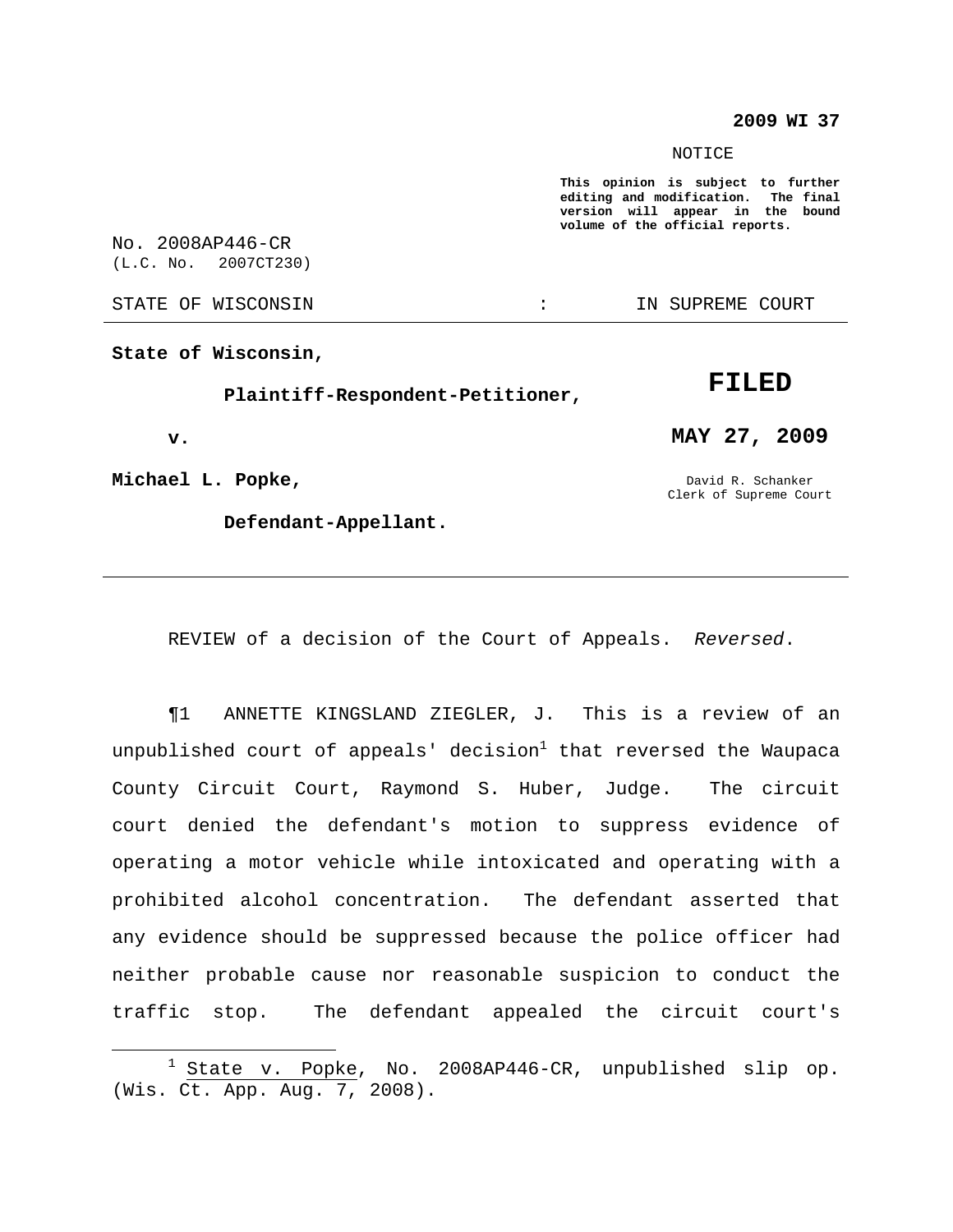**2009 WI 37**

NOTICE

**This opinion is subject to further editing and modification. The final version will appear in the bound volume of the official reports.**

No. 2008AP446-CR
(L.C. No. 2007CT230)

STATE OF WISCONSIN : IN SUPREME COURT

**State of Wisconsin,**

**Plaintiff-Respondent-Petitioner,**

**v.**

**Michael L. Popke,**

**Defendant-Appellant.**

**FILED**

**MAY 27, 2009**

David R. Schanker
Clerk of Supreme Court

---

REVIEW of a decision of the Court of Appeals. *Reversed*.

¶1 ANNETTE KINGSLAND ZIEGLER, J. This is a review of an unpublished court of appeals' decision[1] that reversed the Waupaca County Circuit Court, Raymond S. Huber, Judge. The circuit court denied the defendant's motion to suppress evidence of operating a motor vehicle while intoxicated and operating with a prohibited alcohol concentration. The defendant asserted that any evidence should be suppressed because the police officer had neither probable cause nor reasonable suspicion to conduct the traffic stop. The defendant appealed the circuit court's

---

[1] State v. Popke, No. 2008AP446-CR, unpublished slip op. (Wis. Ct. App. Aug. 7, 2008).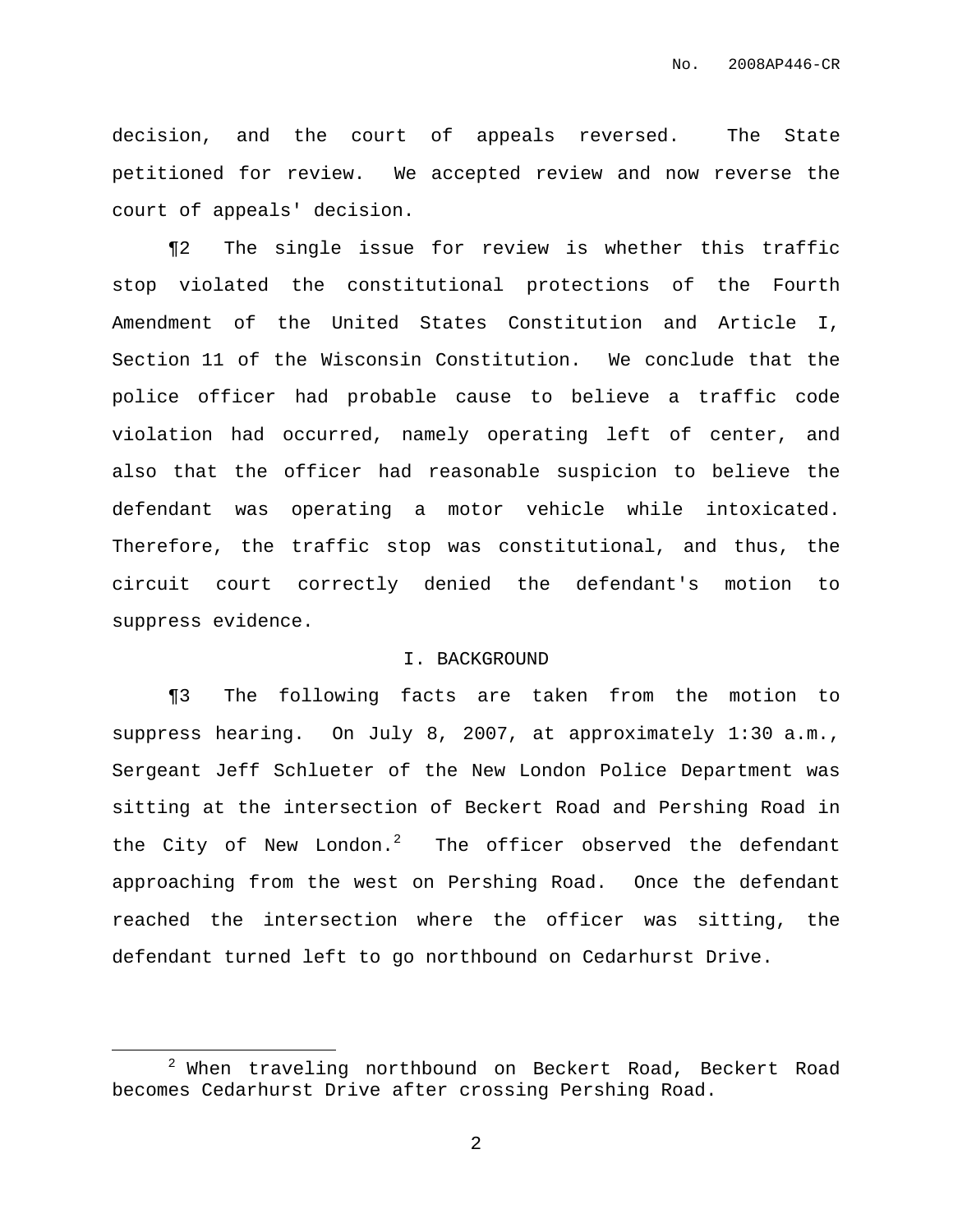decision, and the court of appeals reversed. The State petitioned for review. We accepted review and now reverse the court of appeals' decision.

¶2 The single issue for review is whether this traffic stop violated the constitutional protections of the Fourth Amendment of the United States Constitution and Article I, Section 11 of the Wisconsin Constitution. We conclude that the police officer had probable cause to believe a traffic code violation had occurred, namely operating left of center, and also that the officer had reasonable suspicion to believe the defendant was operating a motor vehicle while intoxicated. Therefore, the traffic stop was constitutional, and thus, the circuit court correctly denied the defendant's motion to suppress evidence.

## I. BACKGROUND

¶3 The following facts are taken from the motion to suppress hearing. On July 8, 2007, at approximately 1:30 a.m., Sergeant Jeff Schlueter of the New London Police Department was sitting at the intersection of Beckert Road and Pershing Road in the City of New London.[2] The officer observed the defendant approaching from the west on Pershing Road. Once the defendant reached the intersection where the officer was sitting, the defendant turned left to go northbound on Cedarhurst Drive.

---

[2] When traveling northbound on Beckert Road, Beckert Road becomes Cedarhurst Drive after crossing Pershing Road.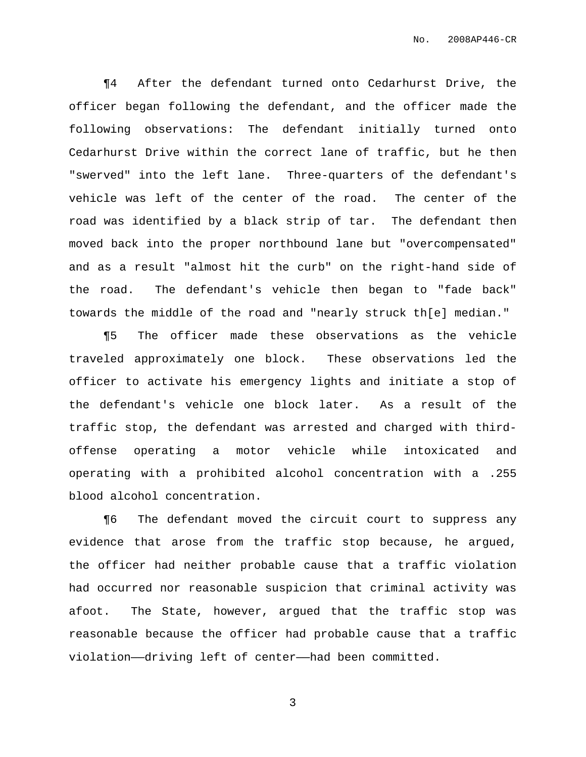¶4 After the defendant turned onto Cedarhurst Drive, the officer began following the defendant, and the officer made the following observations: The defendant initially turned onto Cedarhurst Drive within the correct lane of traffic, but he then "swerved" into the left lane. Three-quarters of the defendant's vehicle was left of the center of the road. The center of the road was identified by a black strip of tar. The defendant then moved back into the proper northbound lane but "overcompensated" and as a result "almost hit the curb" on the right-hand side of the road. The defendant's vehicle then began to "fade back" towards the middle of the road and "nearly struck th[e] median."

¶5 The officer made these observations as the vehicle traveled approximately one block. These observations led the officer to activate his emergency lights and initiate a stop of the defendant's vehicle one block later. As a result of the traffic stop, the defendant was arrested and charged with third-offense operating a motor vehicle while intoxicated and operating with a prohibited alcohol concentration with a .255 blood alcohol concentration.

¶6 The defendant moved the circuit court to suppress any evidence that arose from the traffic stop because, he argued, the officer had neither probable cause that a traffic violation had occurred nor reasonable suspicion that criminal activity was afoot. The State, however, argued that the traffic stop was reasonable because the officer had probable cause that a traffic violation——driving left of center——had been committed.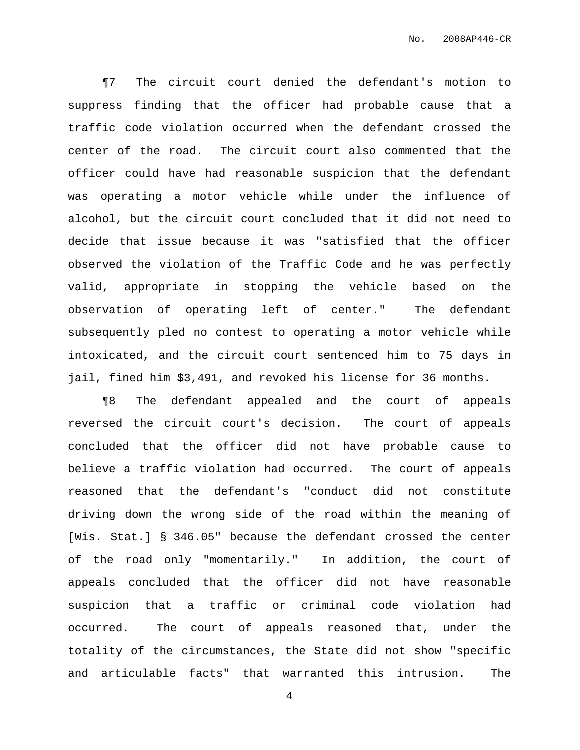¶7 The circuit court denied the defendant's motion to suppress finding that the officer had probable cause that a traffic code violation occurred when the defendant crossed the center of the road. The circuit court also commented that the officer could have had reasonable suspicion that the defendant was operating a motor vehicle while under the influence of alcohol, but the circuit court concluded that it did not need to decide that issue because it was "satisfied that the officer observed the violation of the Traffic Code and he was perfectly valid, appropriate in stopping the vehicle based on the observation of operating left of center." The defendant subsequently pled no contest to operating a motor vehicle while intoxicated, and the circuit court sentenced him to 75 days in jail, fined him $3,491, and revoked his license for 36 months.

¶8 The defendant appealed and the court of appeals reversed the circuit court's decision. The court of appeals concluded that the officer did not have probable cause to believe a traffic violation had occurred. The court of appeals reasoned that the defendant's "conduct did not constitute driving down the wrong side of the road within the meaning of [Wis. Stat.] § 346.05" because the defendant crossed the center of the road only "momentarily." In addition, the court of appeals concluded that the officer did not have reasonable suspicion that a traffic or criminal code violation had occurred. The court of appeals reasoned that, under the totality of the circumstances, the State did not show "specific and articulable facts" that warranted this intrusion. The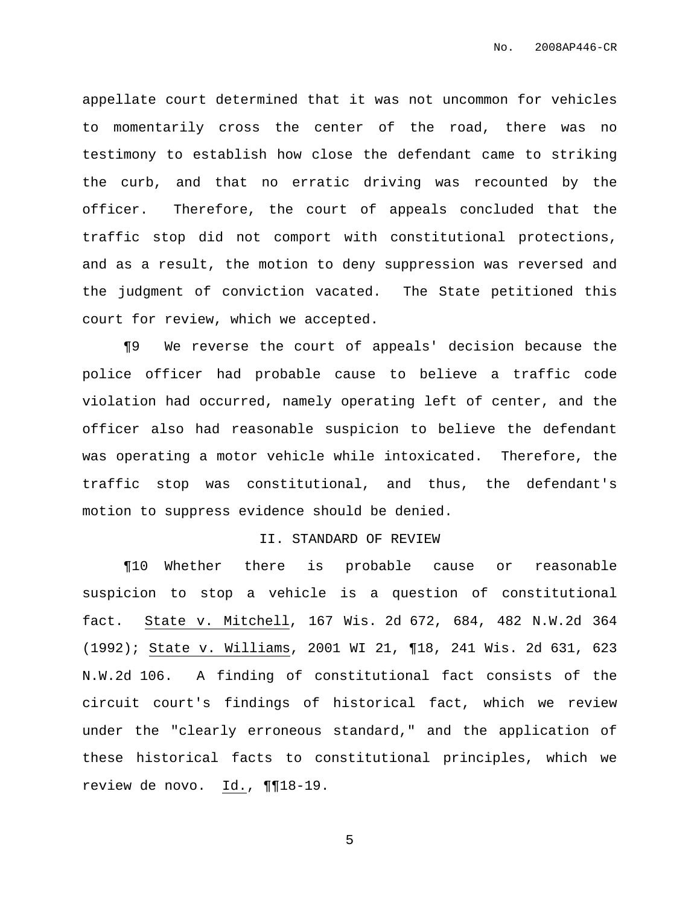appellate court determined that it was not uncommon for vehicles to momentarily cross the center of the road, there was no testimony to establish how close the defendant came to striking the curb, and that no erratic driving was recounted by the officer. Therefore, the court of appeals concluded that the traffic stop did not comport with constitutional protections, and as a result, the motion to deny suppression was reversed and the judgment of conviction vacated. The State petitioned this court for review, which we accepted.

¶9 We reverse the court of appeals' decision because the police officer had probable cause to believe a traffic code violation had occurred, namely operating left of center, and the officer also had reasonable suspicion to believe the defendant was operating a motor vehicle while intoxicated. Therefore, the traffic stop was constitutional, and thus, the defendant's motion to suppress evidence should be denied.

## II. STANDARD OF REVIEW

¶10 Whether there is probable cause or reasonable suspicion to stop a vehicle is a question of constitutional fact. State v. Mitchell, 167 Wis. 2d 672, 684, 482 N.W.2d 364 (1992); State v. Williams, 2001 WI 21, ¶18, 241 Wis. 2d 631, 623 N.W.2d 106. A finding of constitutional fact consists of the circuit court's findings of historical fact, which we review under the "clearly erroneous standard," and the application of these historical facts to constitutional principles, which we review de novo. Id., ¶¶18-19.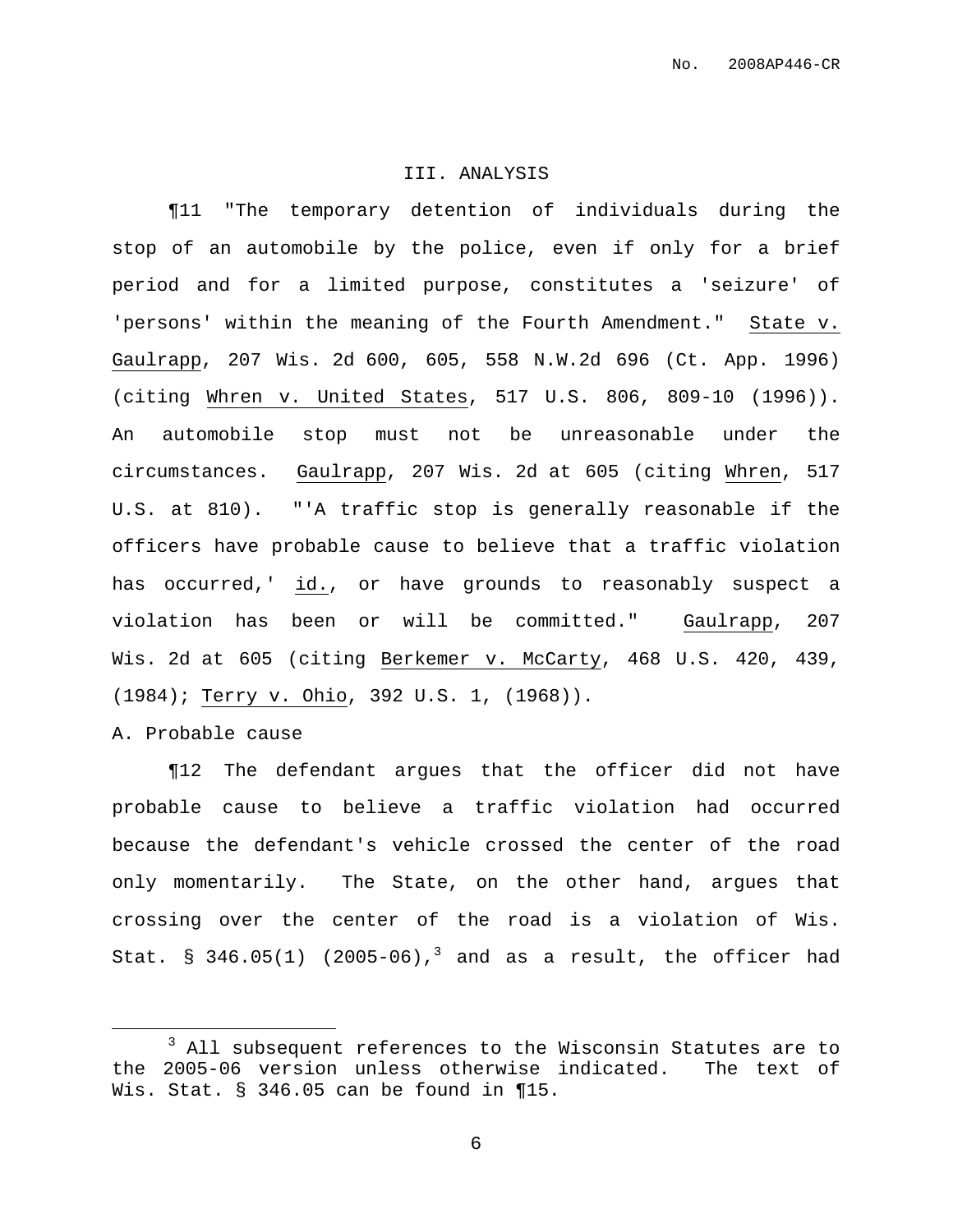## III. ANALYSIS

¶11 "The temporary detention of individuals during the stop of an automobile by the police, even if only for a brief period and for a limited purpose, constitutes a 'seizure' of 'persons' within the meaning of the Fourth Amendment." State v. Gaulrapp, 207 Wis. 2d 600, 605, 558 N.W.2d 696 (Ct. App. 1996) (citing Whren v. United States, 517 U.S. 806, 809-10 (1996)). An automobile stop must not be unreasonable under the circumstances. Gaulrapp, 207 Wis. 2d at 605 (citing Whren, 517 U.S. at 810). "'A traffic stop is generally reasonable if the officers have probable cause to believe that a traffic violation has occurred,' id., or have grounds to reasonably suspect a violation has been or will be committed." Gaulrapp, 207 Wis. 2d at 605 (citing Berkemer v. McCarty, 468 U.S. 420, 439, (1984); Terry v. Ohio, 392 U.S. 1, (1968)).

### A. Probable cause

¶12 The defendant argues that the officer did not have probable cause to believe a traffic violation had occurred because the defendant's vehicle crossed the center of the road only momentarily. The State, on the other hand, argues that crossing over the center of the road is a violation of Wis. Stat. § 346.05(1) (2005-06),[3] and as a result, the officer had

---

[3] All subsequent references to the Wisconsin Statutes are to the 2005-06 version unless otherwise indicated. The text of Wis. Stat. § 346.05 can be found in ¶15.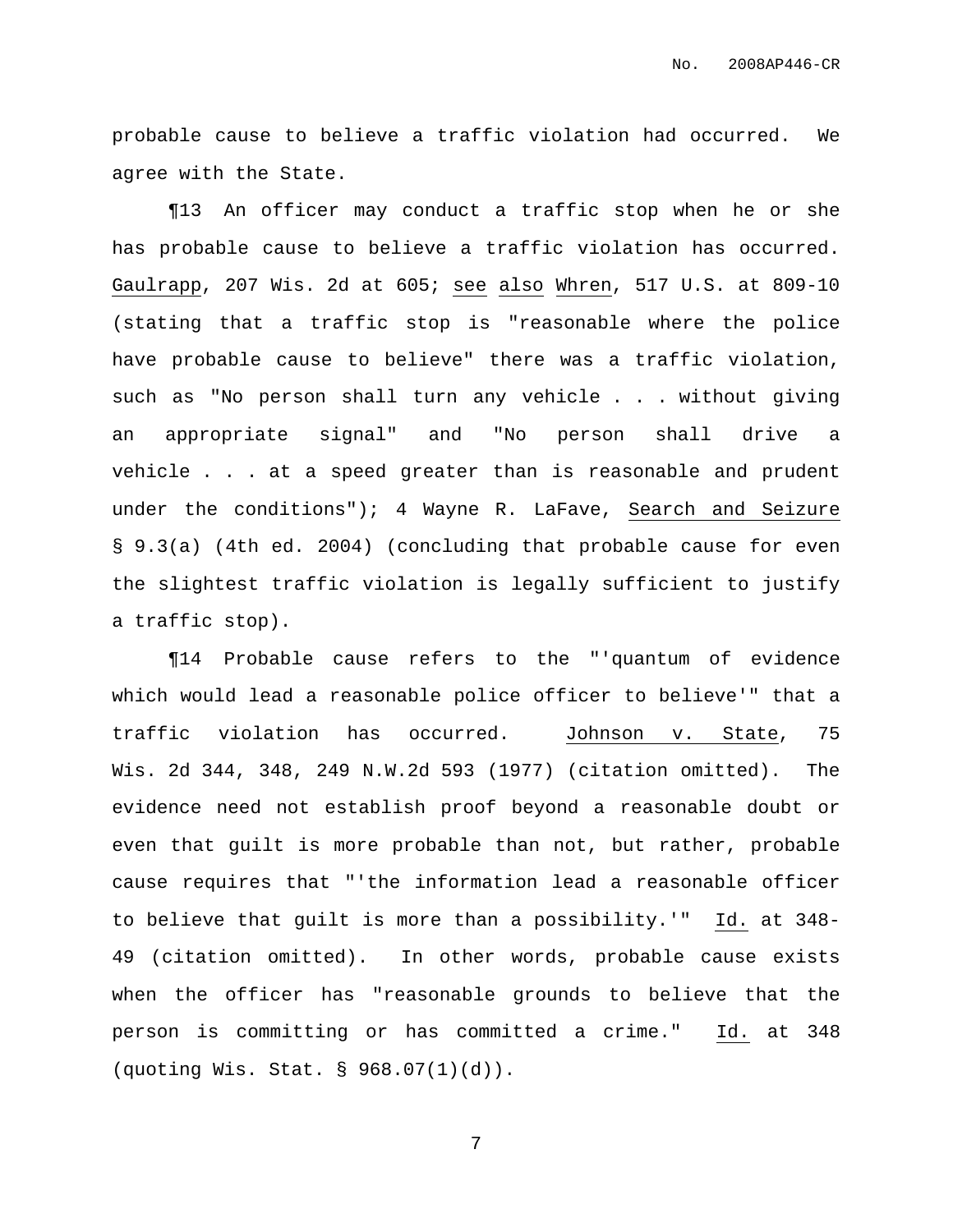probable cause to believe a traffic violation had occurred. We agree with the State.

¶13 An officer may conduct a traffic stop when he or she has probable cause to believe a traffic violation has occurred. Gaulrapp, 207 Wis. 2d at 605; see also Whren, 517 U.S. at 809-10 (stating that a traffic stop is "reasonable where the police have probable cause to believe" there was a traffic violation, such as "No person shall turn any vehicle . . . without giving an appropriate signal" and "No person shall drive a vehicle . . . at a speed greater than is reasonable and prudent under the conditions"); 4 Wayne R. LaFave, Search and Seizure § 9.3(a) (4th ed. 2004) (concluding that probable cause for even the slightest traffic violation is legally sufficient to justify a traffic stop).

¶14 Probable cause refers to the "'quantum of evidence which would lead a reasonable police officer to believe'" that a traffic violation has occurred. Johnson v. State, 75 Wis. 2d 344, 348, 249 N.W.2d 593 (1977) (citation omitted). The evidence need not establish proof beyond a reasonable doubt or even that guilt is more probable than not, but rather, probable cause requires that "'the information lead a reasonable officer to believe that guilt is more than a possibility.'" Id. at 348-49 (citation omitted). In other words, probable cause exists when the officer has "reasonable grounds to believe that the person is committing or has committed a crime." Id. at 348 (quoting Wis. Stat. § 968.07(1)(d)).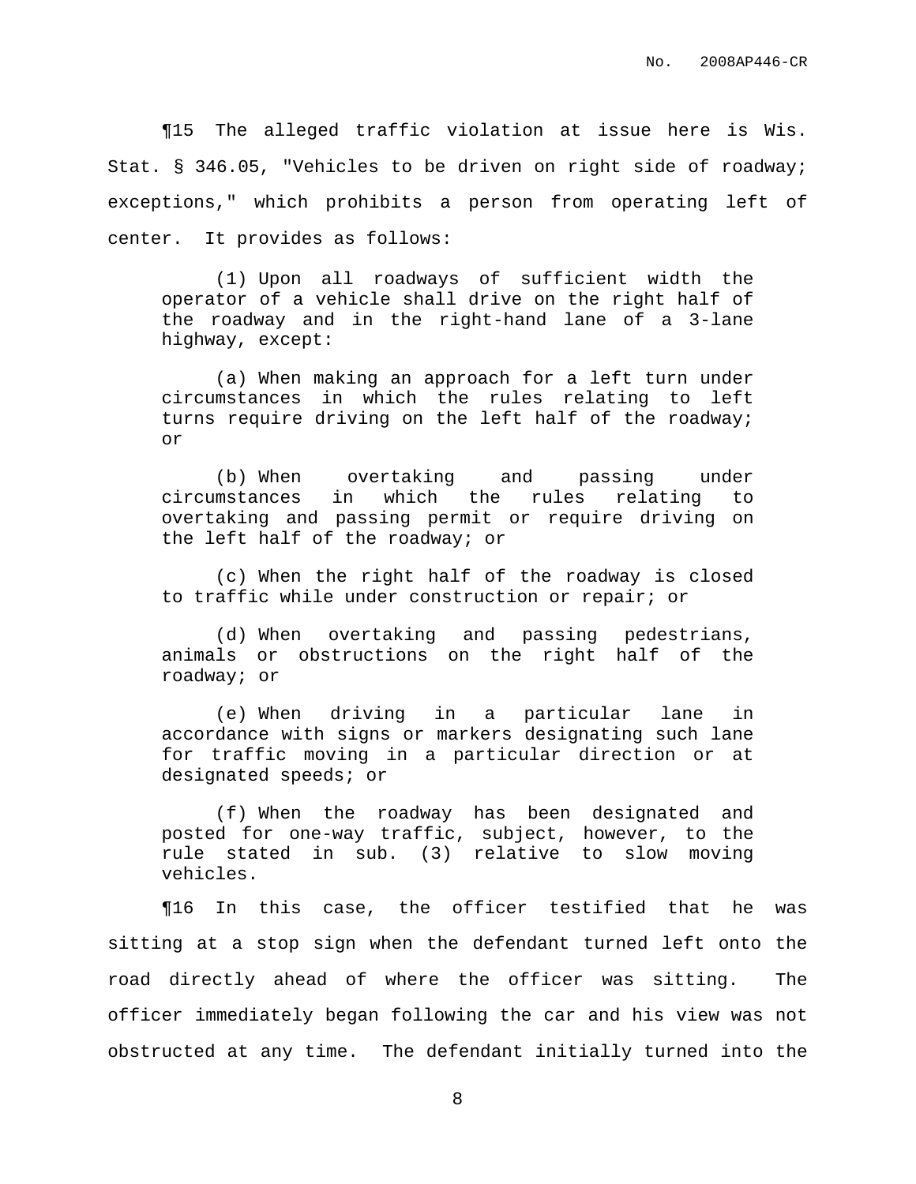¶15 The alleged traffic violation at issue here is Wis. Stat. § 346.05, "Vehicles to be driven on right side of roadway; exceptions," which prohibits a person from operating left of center. It provides as follows:

> (1) Upon all roadways of sufficient width the operator of a vehicle shall drive on the right half of the roadway and in the right-hand lane of a 3-lane highway, except:
>
> (a) When making an approach for a left turn under circumstances in which the rules relating to left turns require driving on the left half of the roadway; or
>
> (b) When overtaking and passing under circumstances in which the rules relating to overtaking and passing permit or require driving on the left half of the roadway; or
>
> (c) When the right half of the roadway is closed to traffic while under construction or repair; or
>
> (d) When overtaking and passing pedestrians, animals or obstructions on the right half of the roadway; or
>
> (e) When driving in a particular lane in accordance with signs or markers designating such lane for traffic moving in a particular direction or at designated speeds; or
>
> (f) When the roadway has been designated and posted for one-way traffic, subject, however, to the rule stated in sub. (3) relative to slow moving vehicles.

¶16 In this case, the officer testified that he was sitting at a stop sign when the defendant turned left onto the road directly ahead of where the officer was sitting. The officer immediately began following the car and his view was not obstructed at any time. The defendant initially turned into the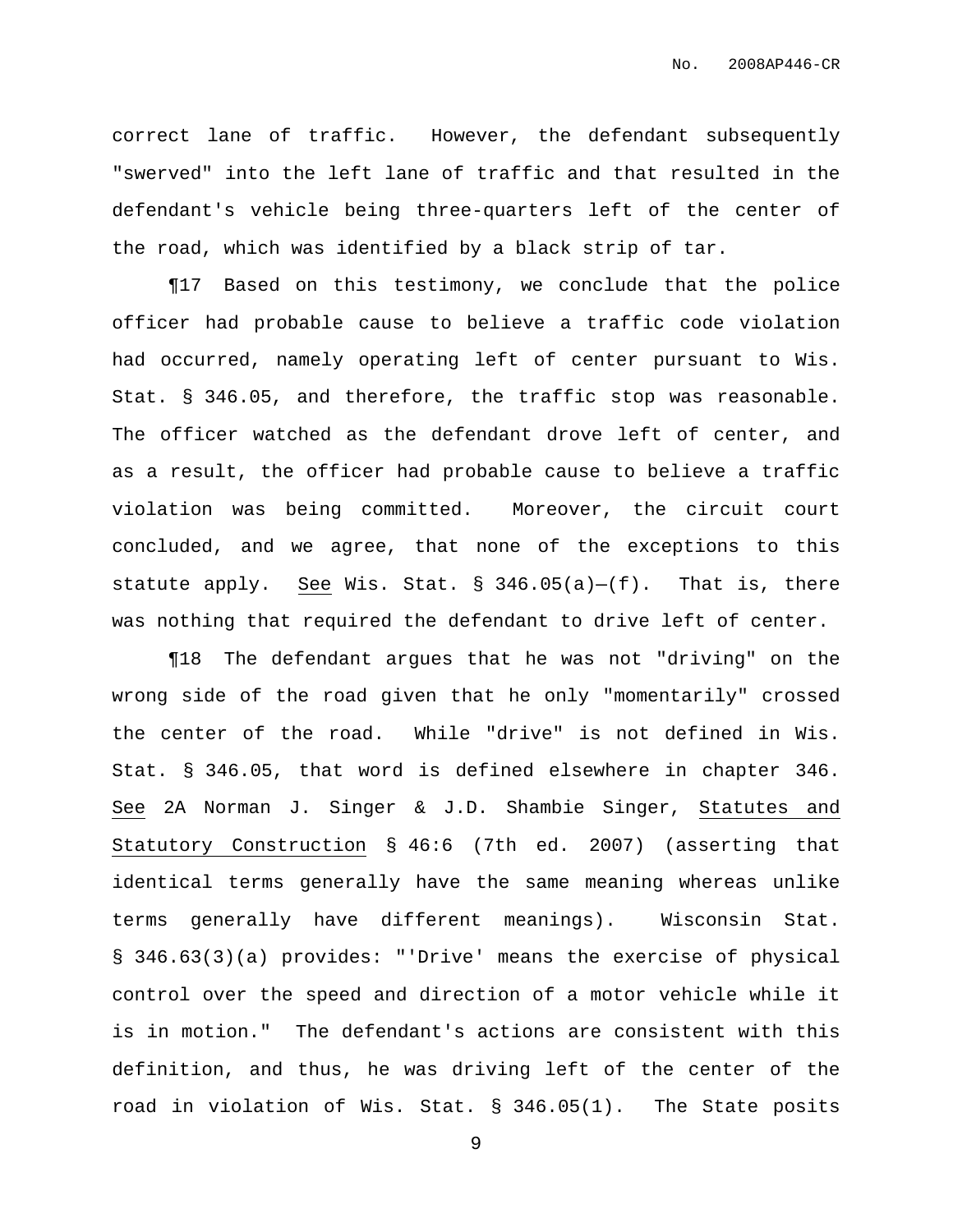correct lane of traffic. However, the defendant subsequently "swerved" into the left lane of traffic and that resulted in the defendant's vehicle being three-quarters left of the center of the road, which was identified by a black strip of tar.

¶17 Based on this testimony, we conclude that the police officer had probable cause to believe a traffic code violation had occurred, namely operating left of center pursuant to Wis. Stat. § 346.05, and therefore, the traffic stop was reasonable. The officer watched as the defendant drove left of center, and as a result, the officer had probable cause to believe a traffic violation was being committed. Moreover, the circuit court concluded, and we agree, that none of the exceptions to this statute apply. See Wis. Stat. § 346.05(a)—(f). That is, there was nothing that required the defendant to drive left of center.

¶18 The defendant argues that he was not "driving" on the wrong side of the road given that he only "momentarily" crossed the center of the road. While "drive" is not defined in Wis. Stat. § 346.05, that word is defined elsewhere in chapter 346. See 2A Norman J. Singer & J.D. Shambie Singer, Statutes and Statutory Construction § 46:6 (7th ed. 2007) (asserting that identical terms generally have the same meaning whereas unlike terms generally have different meanings). Wisconsin Stat. § 346.63(3)(a) provides: "'Drive' means the exercise of physical control over the speed and direction of a motor vehicle while it is in motion." The defendant's actions are consistent with this definition, and thus, he was driving left of the center of the road in violation of Wis. Stat. § 346.05(1). The State posits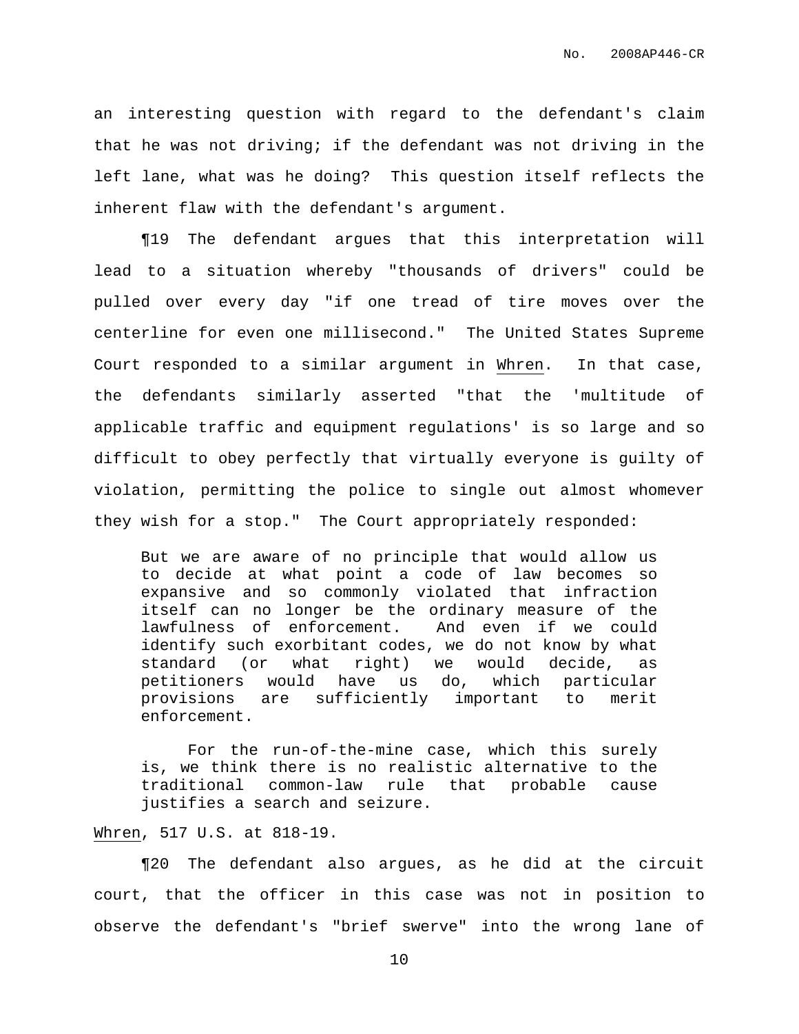an interesting question with regard to the defendant's claim that he was not driving; if the defendant was not driving in the left lane, what was he doing? This question itself reflects the inherent flaw with the defendant's argument.

¶19 The defendant argues that this interpretation will lead to a situation whereby "thousands of drivers" could be pulled over every day "if one tread of tire moves over the centerline for even one millisecond." The United States Supreme Court responded to a similar argument in Whren. In that case, the defendants similarly asserted "that the 'multitude of applicable traffic and equipment regulations' is so large and so difficult to obey perfectly that virtually everyone is guilty of violation, permitting the police to single out almost whomever they wish for a stop." The Court appropriately responded:

> But we are aware of no principle that would allow us to decide at what point a code of law becomes so expansive and so commonly violated that infraction itself can no longer be the ordinary measure of the lawfulness of enforcement. And even if we could identify such exorbitant codes, we do not know by what standard (or what right) we would decide, as petitioners would have us do, which particular provisions are sufficiently important to merit enforcement.
>
> For the run-of-the-mine case, which this surely is, we think there is no realistic alternative to the traditional common-law rule that probable cause justifies a search and seizure.

Whren, 517 U.S. at 818-19.

¶20 The defendant also argues, as he did at the circuit court, that the officer in this case was not in position to observe the defendant's "brief swerve" into the wrong lane of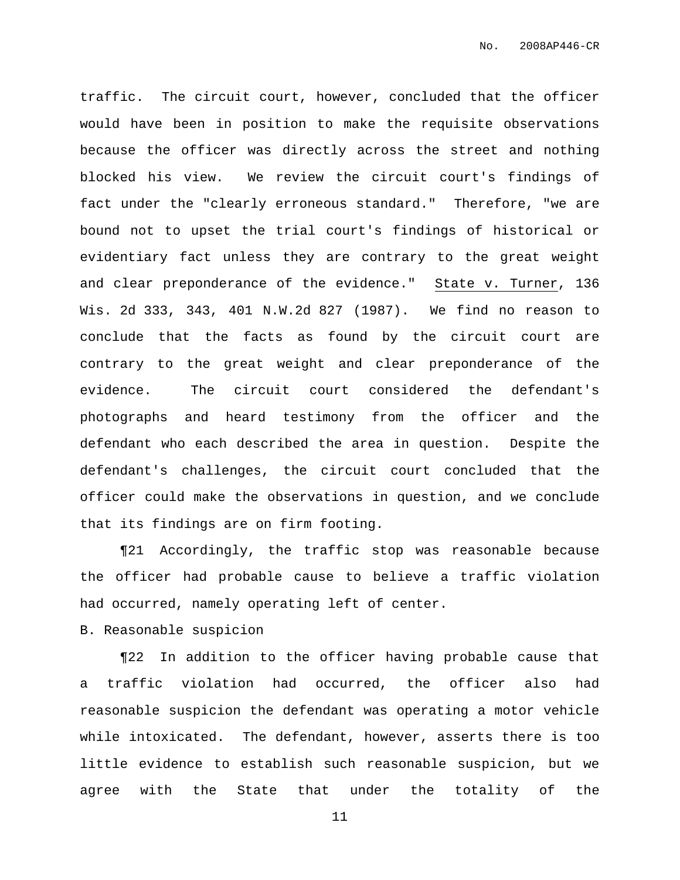traffic. The circuit court, however, concluded that the officer would have been in position to make the requisite observations because the officer was directly across the street and nothing blocked his view. We review the circuit court's findings of fact under the "clearly erroneous standard." Therefore, "we are bound not to upset the trial court's findings of historical or evidentiary fact unless they are contrary to the great weight and clear preponderance of the evidence." State v. Turner, 136 Wis. 2d 333, 343, 401 N.W.2d 827 (1987). We find no reason to conclude that the facts as found by the circuit court are contrary to the great weight and clear preponderance of the evidence. The circuit court considered the defendant's photographs and heard testimony from the officer and the defendant who each described the area in question. Despite the defendant's challenges, the circuit court concluded that the officer could make the observations in question, and we conclude that its findings are on firm footing.

¶21 Accordingly, the traffic stop was reasonable because the officer had probable cause to believe a traffic violation had occurred, namely operating left of center.

B. Reasonable suspicion

¶22 In addition to the officer having probable cause that a traffic violation had occurred, the officer also had reasonable suspicion the defendant was operating a motor vehicle while intoxicated. The defendant, however, asserts there is too little evidence to establish such reasonable suspicion, but we agree with the State that under the totality of the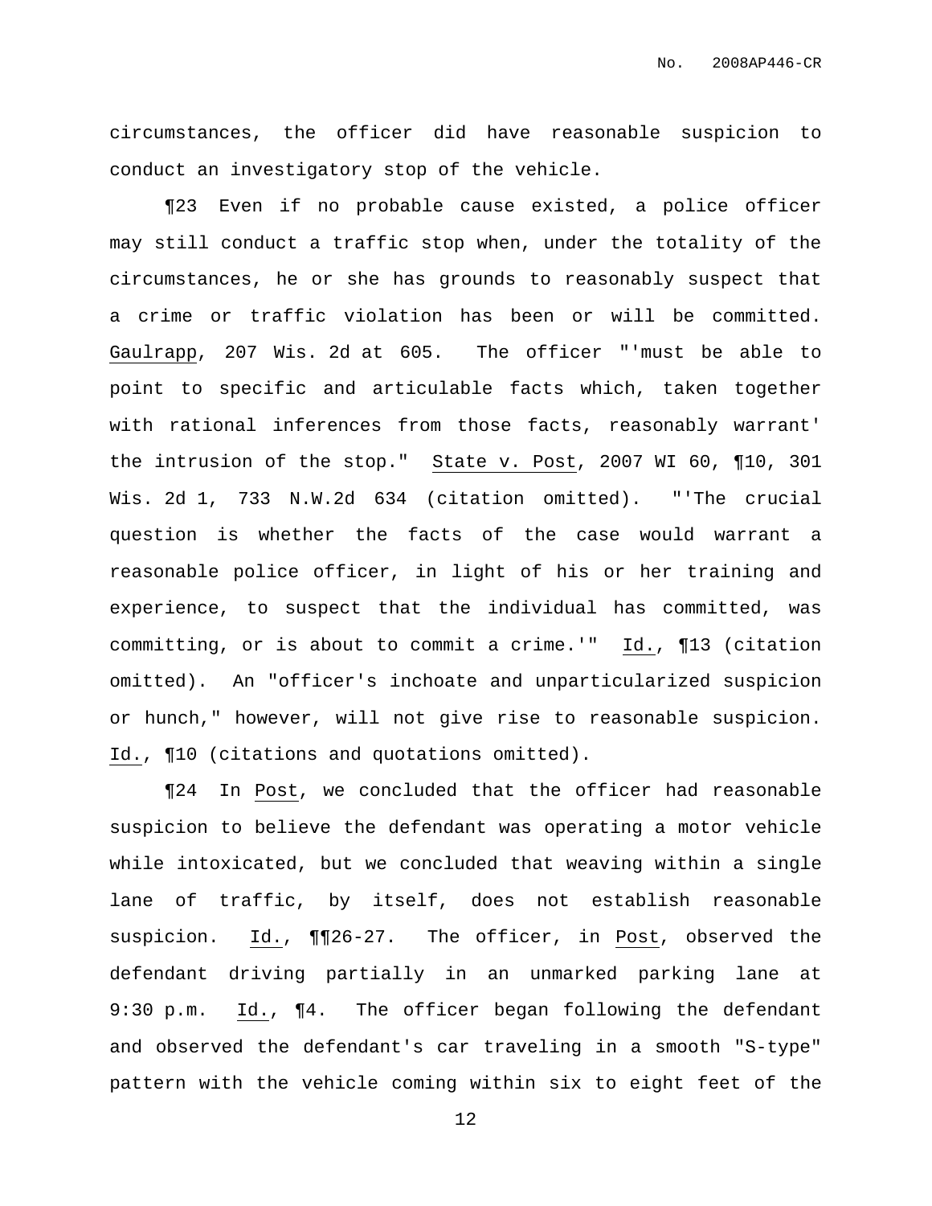circumstances, the officer did have reasonable suspicion to conduct an investigatory stop of the vehicle.

¶23 Even if no probable cause existed, a police officer may still conduct a traffic stop when, under the totality of the circumstances, he or she has grounds to reasonably suspect that a crime or traffic violation has been or will be committed. Gaulrapp, 207 Wis. 2d at 605. The officer "'must be able to point to specific and articulable facts which, taken together with rational inferences from those facts, reasonably warrant' the intrusion of the stop." State v. Post, 2007 WI 60, ¶10, 301 Wis. 2d 1, 733 N.W.2d 634 (citation omitted). "'The crucial question is whether the facts of the case would warrant a reasonable police officer, in light of his or her training and experience, to suspect that the individual has committed, was committing, or is about to commit a crime.'" Id., ¶13 (citation omitted). An "officer's inchoate and unparticularized suspicion or hunch," however, will not give rise to reasonable suspicion. Id., ¶10 (citations and quotations omitted).

¶24 In Post, we concluded that the officer had reasonable suspicion to believe the defendant was operating a motor vehicle while intoxicated, but we concluded that weaving within a single lane of traffic, by itself, does not establish reasonable suspicion. Id., ¶¶26-27. The officer, in Post, observed the defendant driving partially in an unmarked parking lane at 9:30 p.m. Id., ¶4. The officer began following the defendant and observed the defendant's car traveling in a smooth "S-type" pattern with the vehicle coming within six to eight feet of the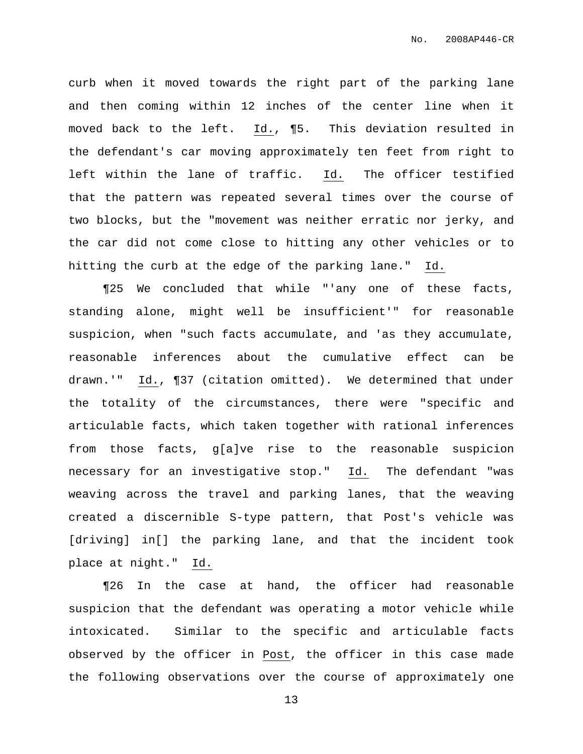curb when it moved towards the right part of the parking lane and then coming within 12 inches of the center line when it moved back to the left. Id., ¶5. This deviation resulted in the defendant's car moving approximately ten feet from right to left within the lane of traffic. Id. The officer testified that the pattern was repeated several times over the course of two blocks, but the "movement was neither erratic nor jerky, and the car did not come close to hitting any other vehicles or to hitting the curb at the edge of the parking lane." Id.

¶25 We concluded that while "'any one of these facts, standing alone, might well be insufficient'" for reasonable suspicion, when "such facts accumulate, and 'as they accumulate, reasonable inferences about the cumulative effect can be drawn.'" Id., ¶37 (citation omitted). We determined that under the totality of the circumstances, there were "specific and articulable facts, which taken together with rational inferences from those facts, g[a]ve rise to the reasonable suspicion necessary for an investigative stop." Id. The defendant "was weaving across the travel and parking lanes, that the weaving created a discernible S-type pattern, that Post's vehicle was [driving] in[] the parking lane, and that the incident took place at night." Id.

¶26 In the case at hand, the officer had reasonable suspicion that the defendant was operating a motor vehicle while intoxicated. Similar to the specific and articulable facts observed by the officer in Post, the officer in this case made the following observations over the course of approximately one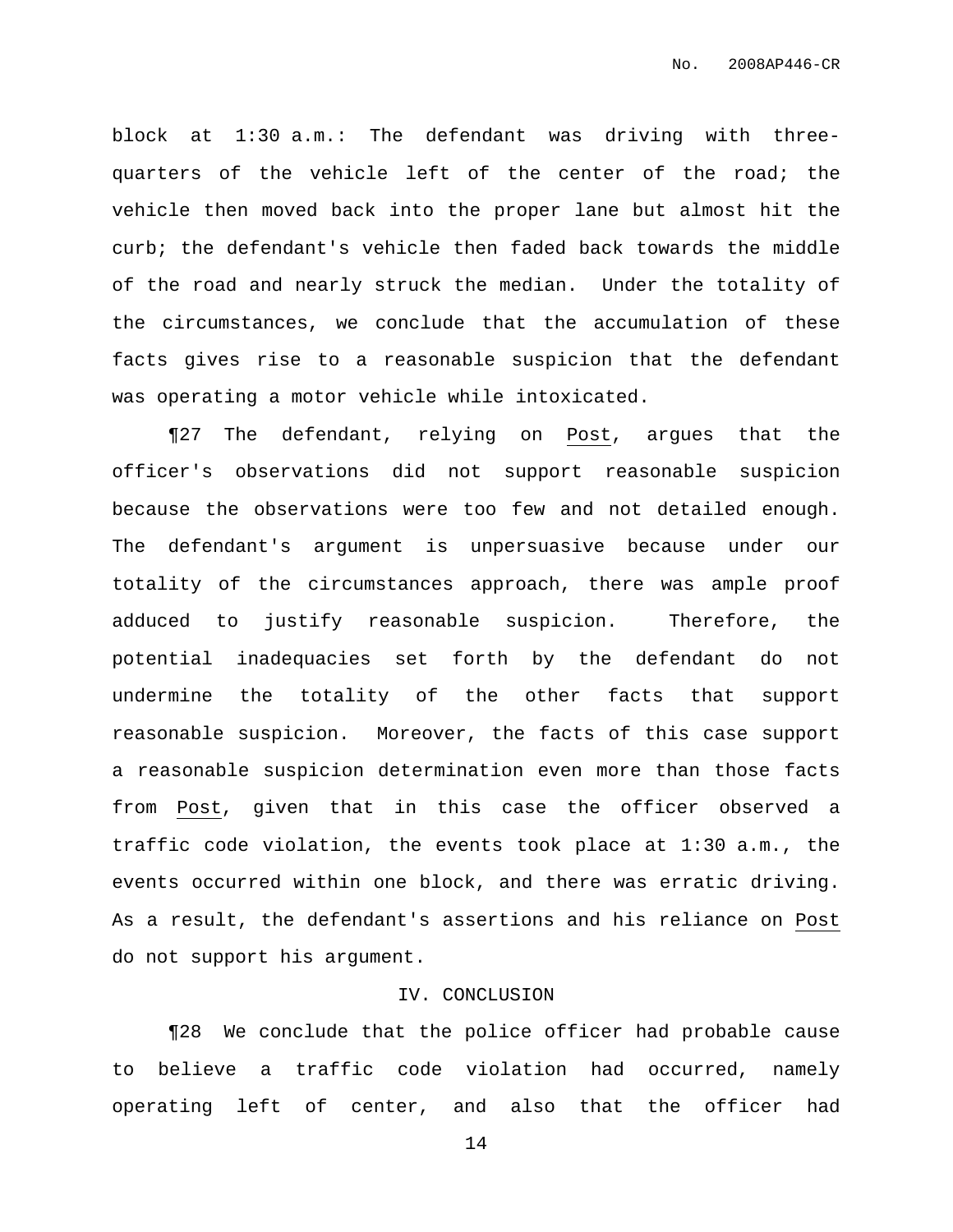block at 1:30 a.m.: The defendant was driving with three-quarters of the vehicle left of the center of the road; the vehicle then moved back into the proper lane but almost hit the curb; the defendant's vehicle then faded back towards the middle of the road and nearly struck the median. Under the totality of the circumstances, we conclude that the accumulation of these facts gives rise to a reasonable suspicion that the defendant was operating a motor vehicle while intoxicated.

¶27 The defendant, relying on Post, argues that the officer's observations did not support reasonable suspicion because the observations were too few and not detailed enough. The defendant's argument is unpersuasive because under our totality of the circumstances approach, there was ample proof adduced to justify reasonable suspicion. Therefore, the potential inadequacies set forth by the defendant do not undermine the totality of the other facts that support reasonable suspicion. Moreover, the facts of this case support a reasonable suspicion determination even more than those facts from Post, given that in this case the officer observed a traffic code violation, the events took place at 1:30 a.m., the events occurred within one block, and there was erratic driving. As a result, the defendant's assertions and his reliance on Post do not support his argument.

## IV. CONCLUSION

¶28 We conclude that the police officer had probable cause to believe a traffic code violation had occurred, namely operating left of center, and also that the officer had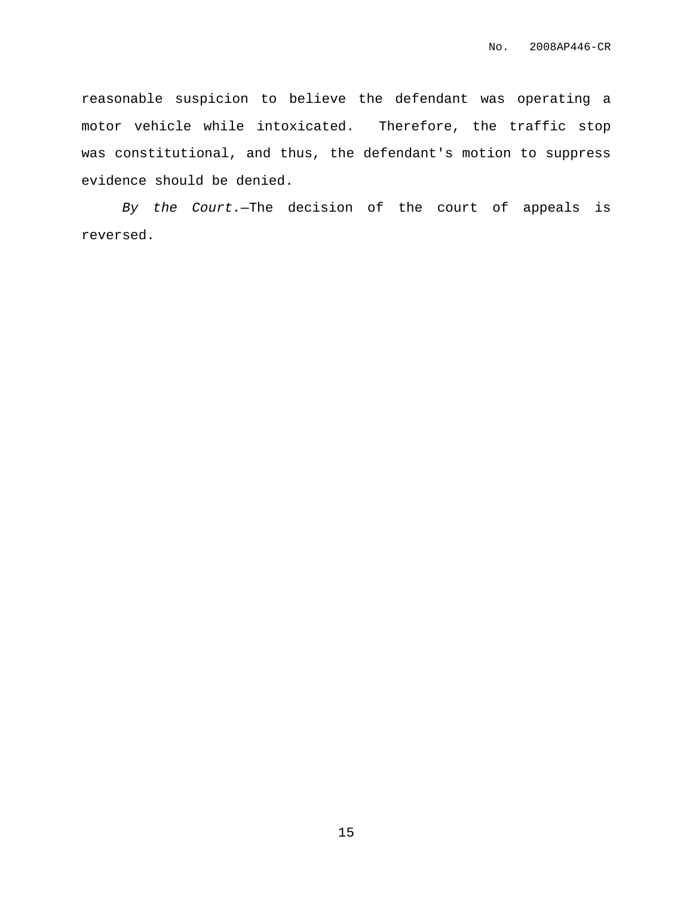reasonable suspicion to believe the defendant was operating a motor vehicle while intoxicated. Therefore, the traffic stop was constitutional, and thus, the defendant's motion to suppress evidence should be denied.

*By the Court.*—The decision of the court of appeals is reversed.